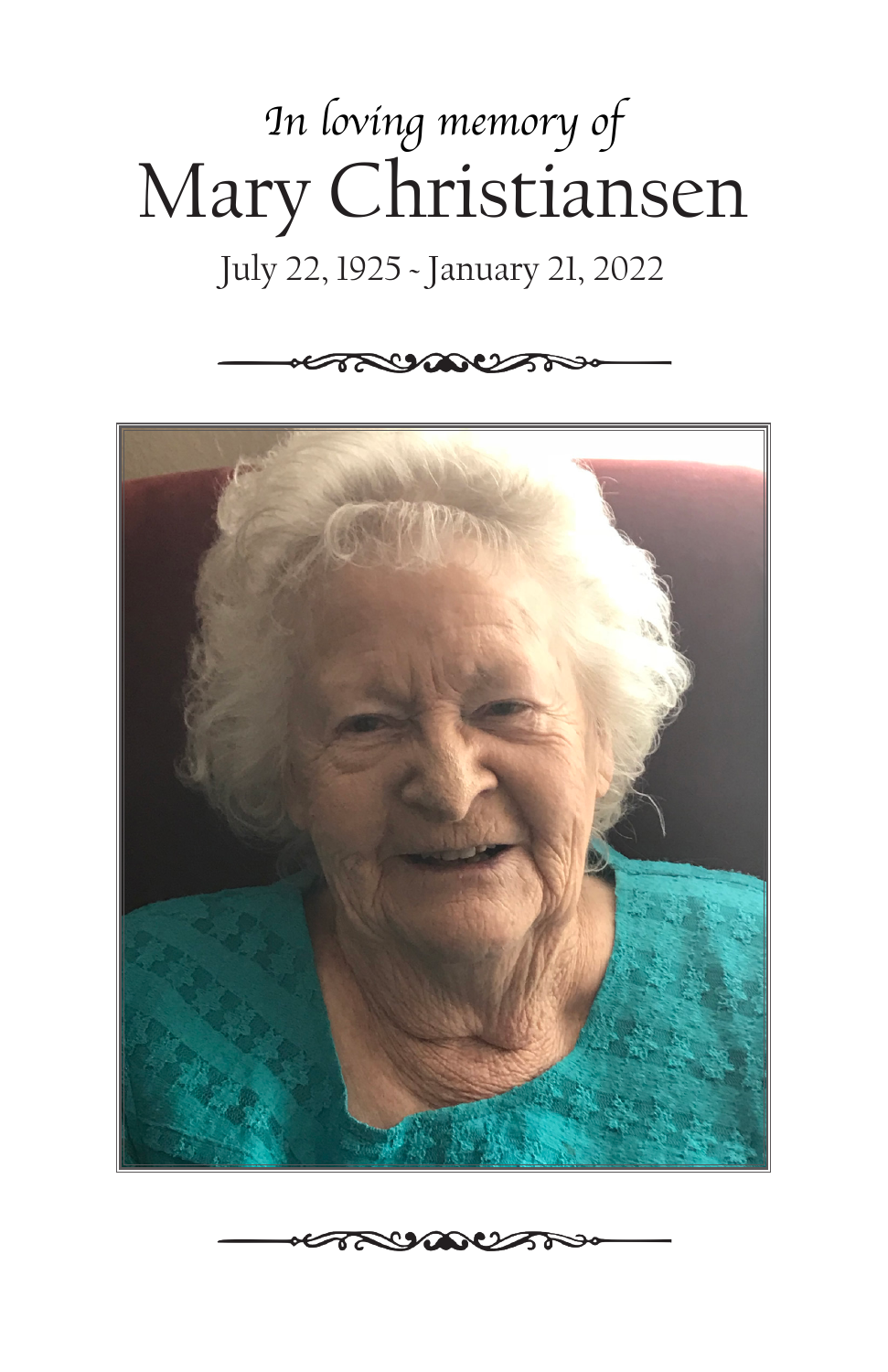*In loving memory of*

# Mary Christiansen

July 22, 1925 - January 21, 2022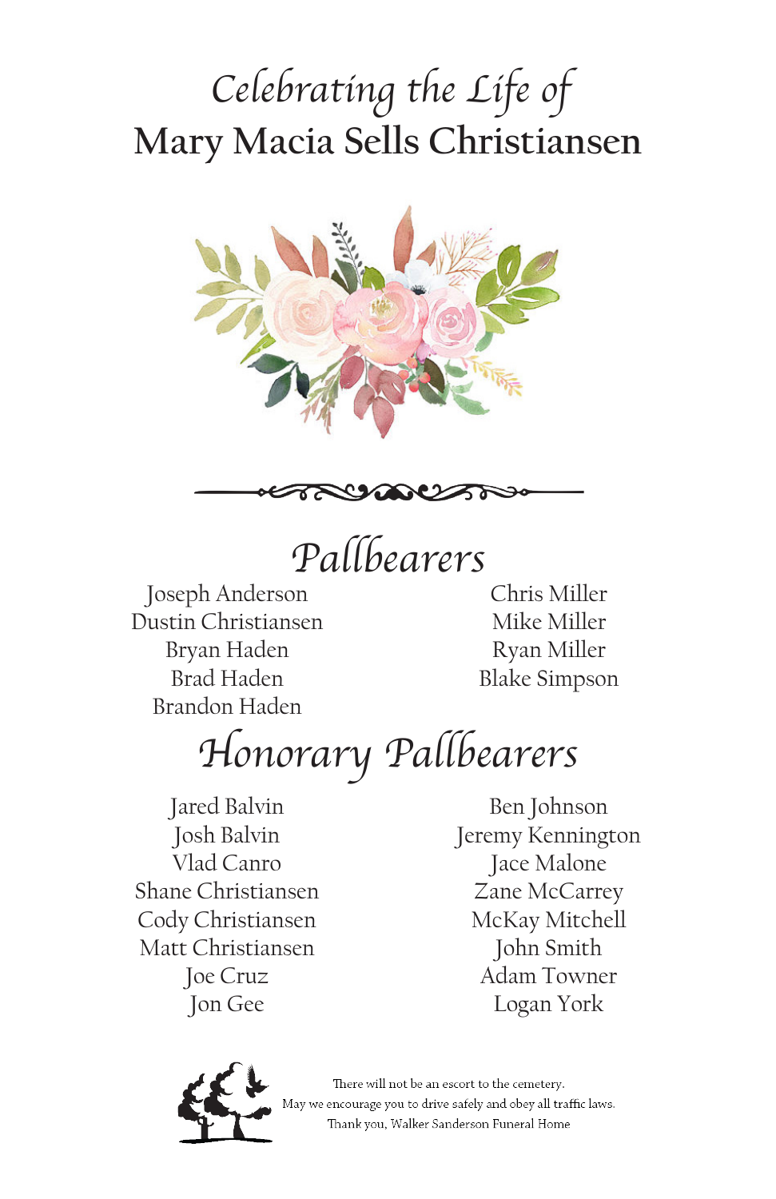*Celebrating the Life of*

# Mary Macia Sells Christiansen

## *Pallbearers*

Joseph Anderson
Dustin Christiansen
Bryan Haden
Brad Haden
Brandon Haden
Chris Miller
Mike Miller
Ryan Miller
Blake Simpson

## *Honorary Pallbearers*

Jared Balvin
Josh Balvin
Vlad Canro
Shane Christiansen
Cody Christiansen
Matt Christiansen
Joe Cruz
Jon Gee
Ben Johnson
Jeremy Kennington
Jace Malone
Zane McCarrey
McKay Mitchell
John Smith
Adam Towner
Logan York

There will not be an escort to the cemetery.
May we encourage you to drive safely and obey all traffic laws.
Thank you, Walker Sanderson Funeral Home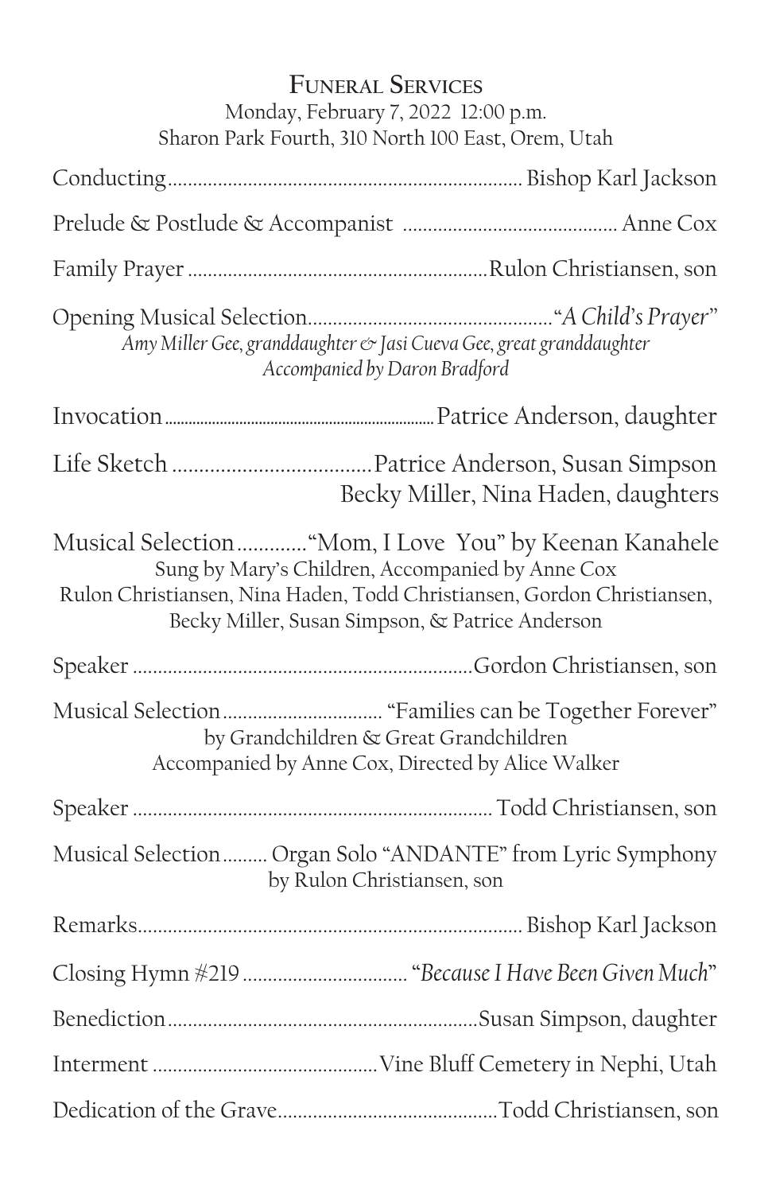## Funeral Services

Monday, February 7, 2022 12:00 p.m.
Sharon Park Fourth, 310 North 100 East, Orem, Utah

Conducting.................................................................... Bishop Karl Jackson

Prelude & Postlude & Accompanist .......................................... Anne Cox

Family Prayer ..........................................................Rulon Christiansen, son

Opening Musical Selection................................................"*A Child's Prayer*"
*Amy Miller Gee, granddaughter & Jasi Cueva Gee, great granddaughter*
*Accompanied by Daron Bradford*

Invocation....................................................................Patrice Anderson, daughter

Life Sketch ....................................Patrice Anderson, Susan Simpson
Becky Miller, Nina Haden, daughters

Musical Selection............."Mom, I Love You" by Keenan Kanahele
Sung by Mary's Children, Accompanied by Anne Cox
Rulon Christiansen, Nina Haden, Todd Christiansen, Gordon Christiansen,
Becky Miller, Susan Simpson, & Patrice Anderson

Speaker ..................................................................Gordon Christiansen, son

Musical Selection............................... "Families can be Together Forever"
by Grandchildren & Great Grandchildren
Accompanied by Anne Cox, Directed by Alice Walker

Speaker ...................................................................... Todd Christiansen, son

Musical Selection......... Organ Solo "ANDANTE" from Lyric Symphony
by Rulon Christiansen, son

Remarks.......................................................................... Bishop Karl Jackson

Closing Hymn #219 ................................ "*Because I Have Been Given Much*"

Benediction............................................................Susan Simpson, daughter

Interment ............................................Vine Bluff Cemetery in Nephi, Utah

Dedication of the Grave............................................Todd Christiansen, son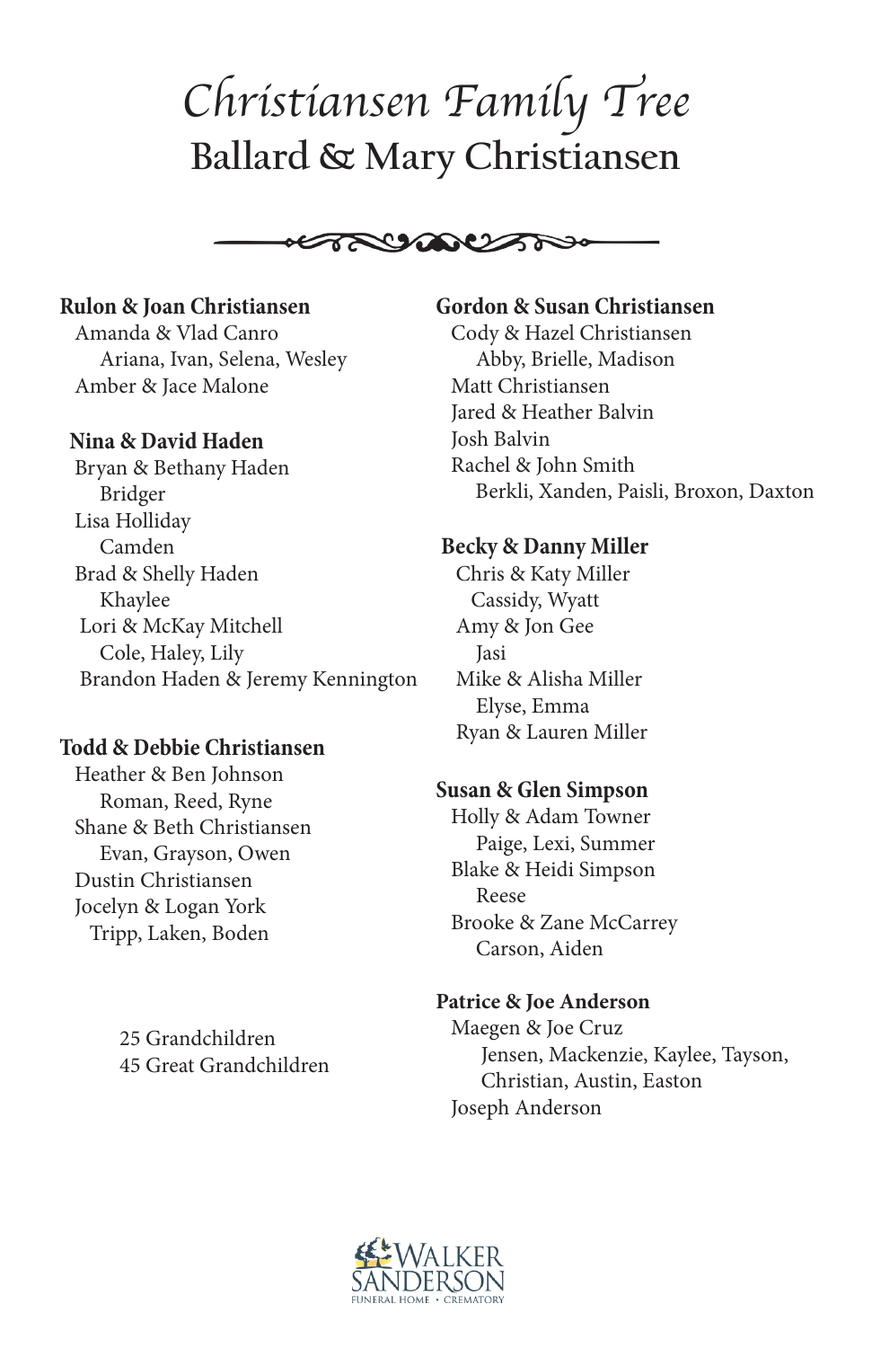# *Christiansen Family Tree*

## Ballard & Mary Christiansen

**Rulon & Joan Christiansen**
- Amanda & Vlad Canro
  - Ariana, Ivan, Selena, Wesley
- Amber & Jace Malone

**Nina & David Haden**
- Bryan & Bethany Haden
  - Bridger
- Lisa Holliday
  - Camden
- Brad & Shelly Haden
  - Khaylee
- Lori & McKay Mitchell
  - Cole, Haley, Lily
- Brandon Haden & Jeremy Kennington

**Todd & Debbie Christiansen**
- Heather & Ben Johnson
  - Roman, Reed, Ryne
- Shane & Beth Christiansen
  - Evan, Grayson, Owen
- Dustin Christiansen
- Jocelyn & Logan York
  - Tripp, Laken, Boden

25 Grandchildren
45 Great Grandchildren

**Gordon & Susan Christiansen**
- Cody & Hazel Christiansen
  - Abby, Brielle, Madison
- Matt Christiansen
- Jared & Heather Balvin
- Josh Balvin
- Rachel & John Smith
  - Berkli, Xanden, Paisli, Broxon, Daxton

**Becky & Danny Miller**
- Chris & Katy Miller
  - Cassidy, Wyatt
- Amy & Jon Gee
  - Jasi
- Mike & Alisha Miller
  - Elyse, Emma
- Ryan & Lauren Miller

**Susan & Glen Simpson**
- Holly & Adam Towner
  - Paige, Lexi, Summer
- Blake & Heidi Simpson
  - Reese
- Brooke & Zane McCarrey
  - Carson, Aiden

**Patrice & Joe Anderson**
- Maegen & Joe Cruz
  - Jensen, Mackenzie, Kaylee, Tayson, Christian, Austin, Easton
- Joseph Anderson

WALKER SANDERSON
FUNERAL HOME • CREMATORY